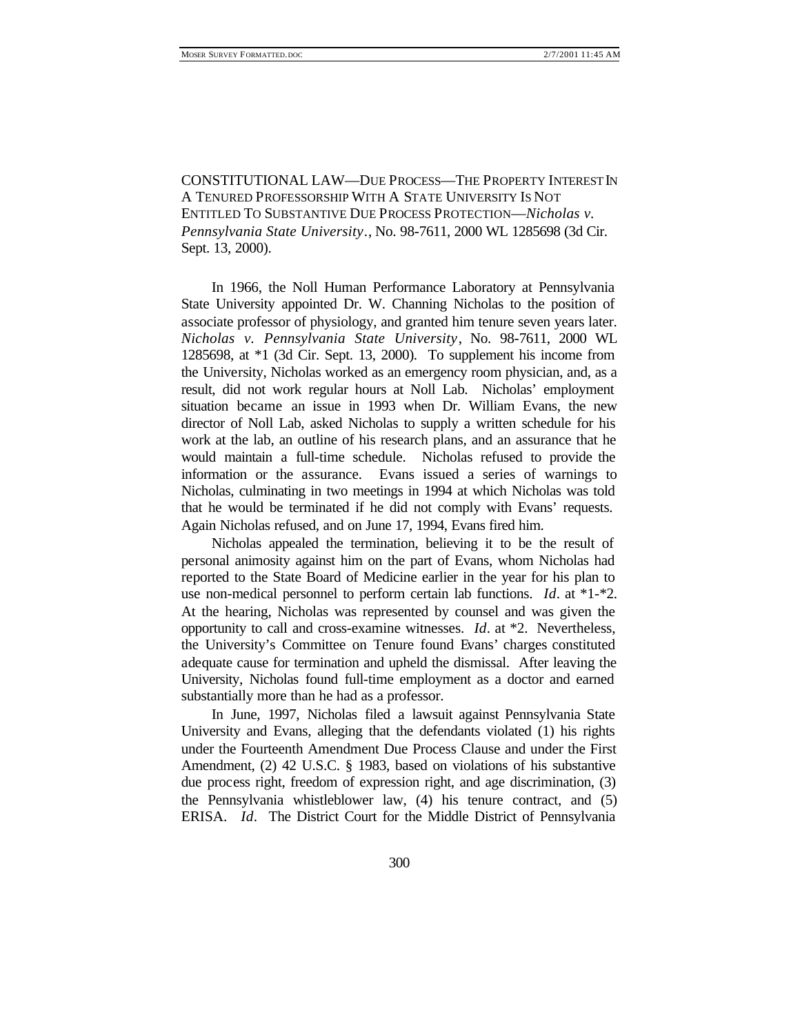CONSTITUTIONAL LAW—DUE PROCESS—THE PROPERTY INTEREST IN A TENURED PROFESSORSHIP WITH A STATE UNIVERSITY IS NOT ENTITLED TO SUBSTANTIVE DUE PROCESS PROTECTION—*Nicholas v. Pennsylvania State University*., No. 98-7611, 2000 WL 1285698 (3d Cir. Sept. 13, 2000).

In 1966, the Noll Human Performance Laboratory at Pennsylvania State University appointed Dr. W. Channing Nicholas to the position of associate professor of physiology, and granted him tenure seven years later. *Nicholas v. Pennsylvania State University*, No. 98-7611, 2000 WL 1285698, at *1 (3d Cir. Sept. 13, 2000). To supplement his income from the University, Nicholas worked as an emergency room physician, and, as a result, did not work regular hours at Noll Lab. Nicholas' employment situation became an issue in 1993 when Dr. William Evans, the new director of Noll Lab, asked Nicholas to supply a written schedule for his work at the lab, an outline of his research plans, and an assurance that he would maintain a full-time schedule. Nicholas refused to provide the information or the assurance. Evans issued a series of warnings to Nicholas, culminating in two meetings in 1994 at which Nicholas was told that he would be terminated if he did not comply with Evans' requests. Again Nicholas refused, and on June 17, 1994, Evans fired him.

Nicholas appealed the termination, believing it to be the result of personal animosity against him on the part of Evans, whom Nicholas had reported to the State Board of Medicine earlier in the year for his plan to use non-medical personnel to perform certain lab functions. *Id*. at *1-*2. At the hearing, Nicholas was represented by counsel and was given the opportunity to call and cross-examine witnesses. *Id*. at *2. Nevertheless, the University's Committee on Tenure found Evans' charges constituted adequate cause for termination and upheld the dismissal. After leaving the University, Nicholas found full-time employment as a doctor and earned substantially more than he had as a professor.

In June, 1997, Nicholas filed a lawsuit against Pennsylvania State University and Evans, alleging that the defendants violated (1) his rights under the Fourteenth Amendment Due Process Clause and under the First Amendment, (2) 42 U.S.C. § 1983, based on violations of his substantive due process right, freedom of expression right, and age discrimination, (3) the Pennsylvania whistleblower law, (4) his tenure contract, and (5) ERISA. *Id*. The District Court for the Middle District of Pennsylvania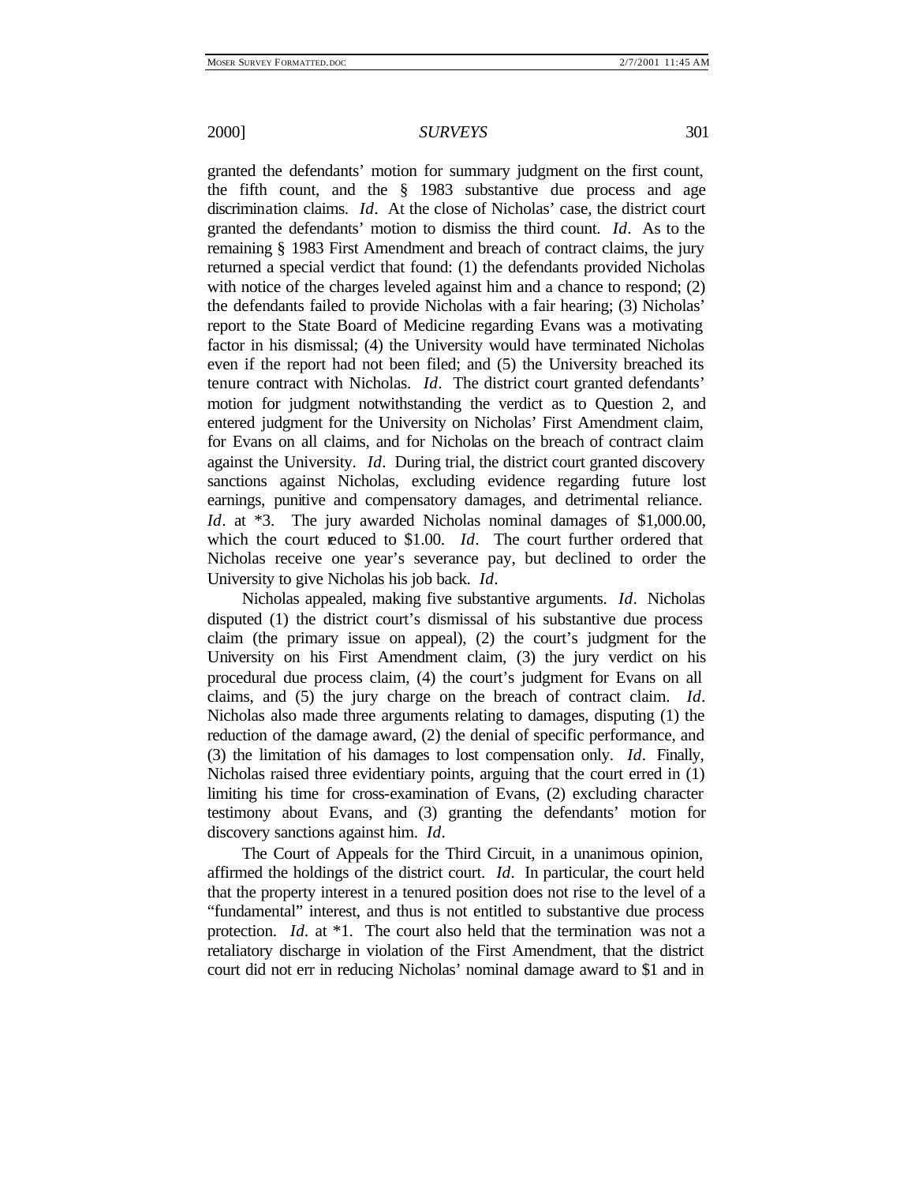granted the defendants' motion for summary judgment on the first count, the fifth count, and the § 1983 substantive due process and age discrimination claims. *Id*. At the close of Nicholas' case, the district court granted the defendants' motion to dismiss the third count. *Id*. As to the remaining § 1983 First Amendment and breach of contract claims, the jury returned a special verdict that found: (1) the defendants provided Nicholas with notice of the charges leveled against him and a chance to respond; (2) the defendants failed to provide Nicholas with a fair hearing; (3) Nicholas' report to the State Board of Medicine regarding Evans was a motivating factor in his dismissal; (4) the University would have terminated Nicholas even if the report had not been filed; and (5) the University breached its tenure contract with Nicholas. *Id*. The district court granted defendants' motion for judgment notwithstanding the verdict as to Question 2, and entered judgment for the University on Nicholas' First Amendment claim, for Evans on all claims, and for Nicholas on the breach of contract claim against the University. *Id*. During trial, the district court granted discovery sanctions against Nicholas, excluding evidence regarding future lost earnings, punitive and compensatory damages, and detrimental reliance. *Id*. at *3. The jury awarded Nicholas nominal damages of $1,000.00, which the court reduced to $1.00. *Id*. The court further ordered that Nicholas receive one year's severance pay, but declined to order the University to give Nicholas his job back. *Id*.

Nicholas appealed, making five substantive arguments. *Id*. Nicholas disputed (1) the district court's dismissal of his substantive due process claim (the primary issue on appeal), (2) the court's judgment for the University on his First Amendment claim, (3) the jury verdict on his procedural due process claim, (4) the court's judgment for Evans on all claims, and (5) the jury charge on the breach of contract claim. *Id*. Nicholas also made three arguments relating to damages, disputing (1) the reduction of the damage award, (2) the denial of specific performance, and (3) the limitation of his damages to lost compensation only. *Id*. Finally, Nicholas raised three evidentiary points, arguing that the court erred in (1) limiting his time for cross-examination of Evans, (2) excluding character testimony about Evans, and (3) granting the defendants' motion for discovery sanctions against him. *Id*.

The Court of Appeals for the Third Circuit, in a unanimous opinion, affirmed the holdings of the district court. *Id*. In particular, the court held that the property interest in a tenured position does not rise to the level of a "fundamental" interest, and thus is not entitled to substantive due process protection. *Id*. at *1. The court also held that the termination was not a retaliatory discharge in violation of the First Amendment, that the district court did not err in reducing Nicholas' nominal damage award to $1 and in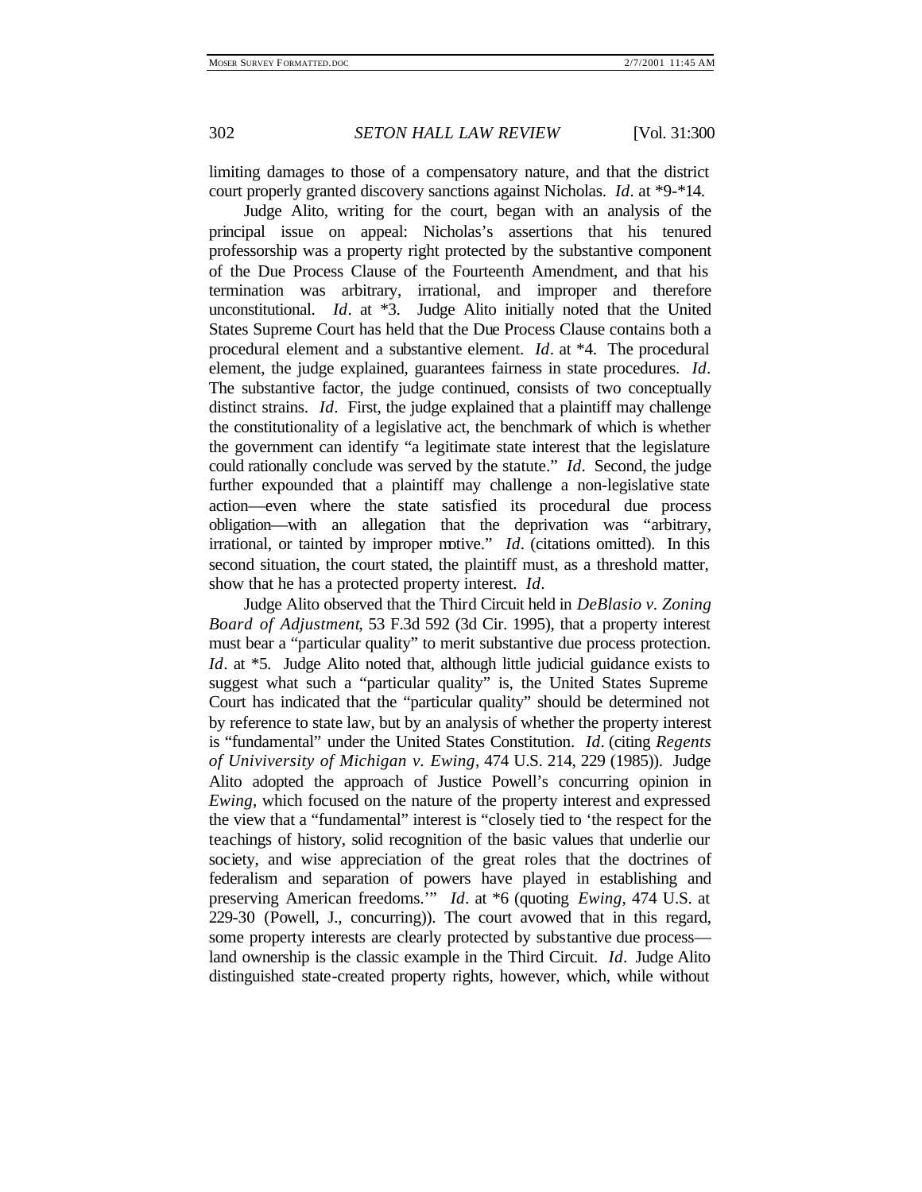limiting damages to those of a compensatory nature, and that the district court properly granted discovery sanctions against Nicholas. *Id*. at *9-*14.

Judge Alito, writing for the court, began with an analysis of the principal issue on appeal: Nicholas's assertions that his tenured professorship was a property right protected by the substantive component of the Due Process Clause of the Fourteenth Amendment, and that his termination was arbitrary, irrational, and improper and therefore unconstitutional. *Id*. at *3. Judge Alito initially noted that the United States Supreme Court has held that the Due Process Clause contains both a procedural element and a substantive element. *Id*. at *4. The procedural element, the judge explained, guarantees fairness in state procedures. *Id*. The substantive factor, the judge continued, consists of two conceptually distinct strains. *Id*. First, the judge explained that a plaintiff may challenge the constitutionality of a legislative act, the benchmark of which is whether the government can identify "a legitimate state interest that the legislature could rationally conclude was served by the statute." *Id*. Second, the judge further expounded that a plaintiff may challenge a non-legislative state action—even where the state satisfied its procedural due process obligation—with an allegation that the deprivation was "arbitrary, irrational, or tainted by improper motive." *Id*. (citations omitted). In this second situation, the court stated, the plaintiff must, as a threshold matter, show that he has a protected property interest. *Id*.

Judge Alito observed that the Third Circuit held in *DeBlasio v. Zoning Board of Adjustment*, 53 F.3d 592 (3d Cir. 1995), that a property interest must bear a "particular quality" to merit substantive due process protection. *Id*. at *5. Judge Alito noted that, although little judicial guidance exists to suggest what such a "particular quality" is, the United States Supreme Court has indicated that the "particular quality" should be determined not by reference to state law, but by an analysis of whether the property interest is "fundamental" under the United States Constitution. *Id*. (citing *Regents of Univiversity of Michigan v. Ewing*, 474 U.S. 214, 229 (1985)). Judge Alito adopted the approach of Justice Powell's concurring opinion in *Ewing*, which focused on the nature of the property interest and expressed the view that a "fundamental" interest is "closely tied to 'the respect for the teachings of history, solid recognition of the basic values that underlie our society, and wise appreciation of the great roles that the doctrines of federalism and separation of powers have played in establishing and preserving American freedoms.'" *Id*. at *6 (quoting *Ewing*, 474 U.S. at 229-30 (Powell, J., concurring)). The court avowed that in this regard, some property interests are clearly protected by substantive due process—land ownership is the classic example in the Third Circuit. *Id*. Judge Alito distinguished state-created property rights, however, which, while without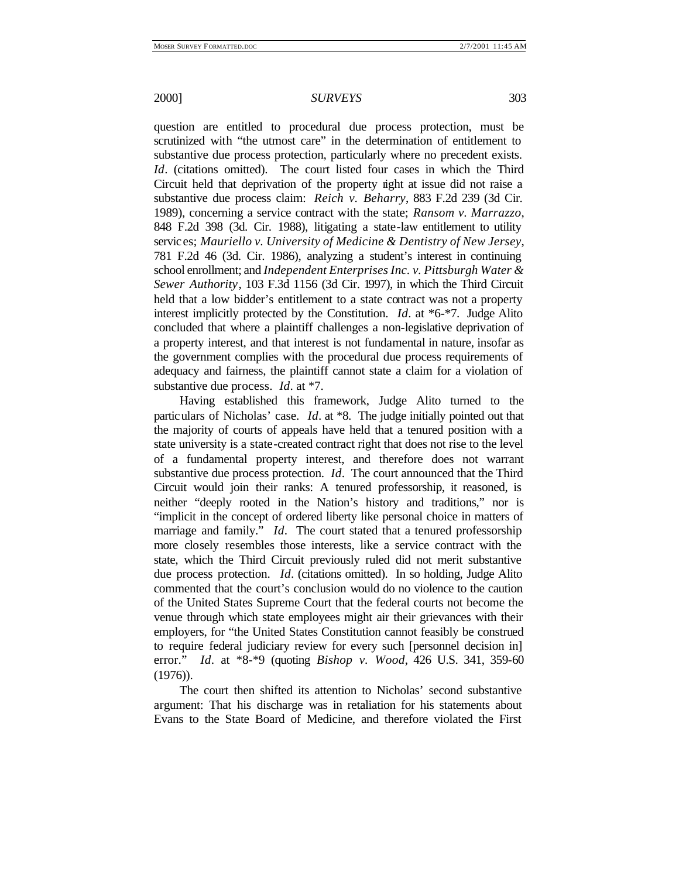question are entitled to procedural due process protection, must be scrutinized with "the utmost care" in the determination of entitlement to substantive due process protection, particularly where no precedent exists. *Id*. (citations omitted). The court listed four cases in which the Third Circuit held that deprivation of the property right at issue did not raise a substantive due process claim: *Reich v. Beharry*, 883 F.2d 239 (3d Cir. 1989), concerning a service contract with the state; *Ransom v. Marrazzo*, 848 F.2d 398 (3d. Cir. 1988), litigating a state-law entitlement to utility services; *Mauriello v. University of Medicine & Dentistry of New Jersey*, 781 F.2d 46 (3d. Cir. 1986), analyzing a student's interest in continuing school enrollment; and *Independent Enterprises Inc. v. Pittsburgh Water & Sewer Authority*, 103 F.3d 1156 (3d Cir. 1997), in which the Third Circuit held that a low bidder's entitlement to a state contract was not a property interest implicitly protected by the Constitution. *Id*. at *6-*7. Judge Alito concluded that where a plaintiff challenges a non-legislative deprivation of a property interest, and that interest is not fundamental in nature, insofar as the government complies with the procedural due process requirements of adequacy and fairness, the plaintiff cannot state a claim for a violation of substantive due process. *Id*. at *7.

Having established this framework, Judge Alito turned to the particulars of Nicholas' case. *Id*. at *8. The judge initially pointed out that the majority of courts of appeals have held that a tenured position with a state university is a state-created contract right that does not rise to the level of a fundamental property interest, and therefore does not warrant substantive due process protection. *Id*. The court announced that the Third Circuit would join their ranks: A tenured professorship, it reasoned, is neither "deeply rooted in the Nation's history and traditions," nor is "implicit in the concept of ordered liberty like personal choice in matters of marriage and family." *Id*. The court stated that a tenured professorship more closely resembles those interests, like a service contract with the state, which the Third Circuit previously ruled did not merit substantive due process protection. *Id*. (citations omitted). In so holding, Judge Alito commented that the court's conclusion would do no violence to the caution of the United States Supreme Court that the federal courts not become the venue through which state employees might air their grievances with their employers, for "the United States Constitution cannot feasibly be construed to require federal judiciary review for every such [personnel decision in] error." *Id*. at *8-*9 (quoting *Bishop v. Wood*, 426 U.S. 341, 359-60 (1976)).

The court then shifted its attention to Nicholas' second substantive argument: That his discharge was in retaliation for his statements about Evans to the State Board of Medicine, and therefore violated the First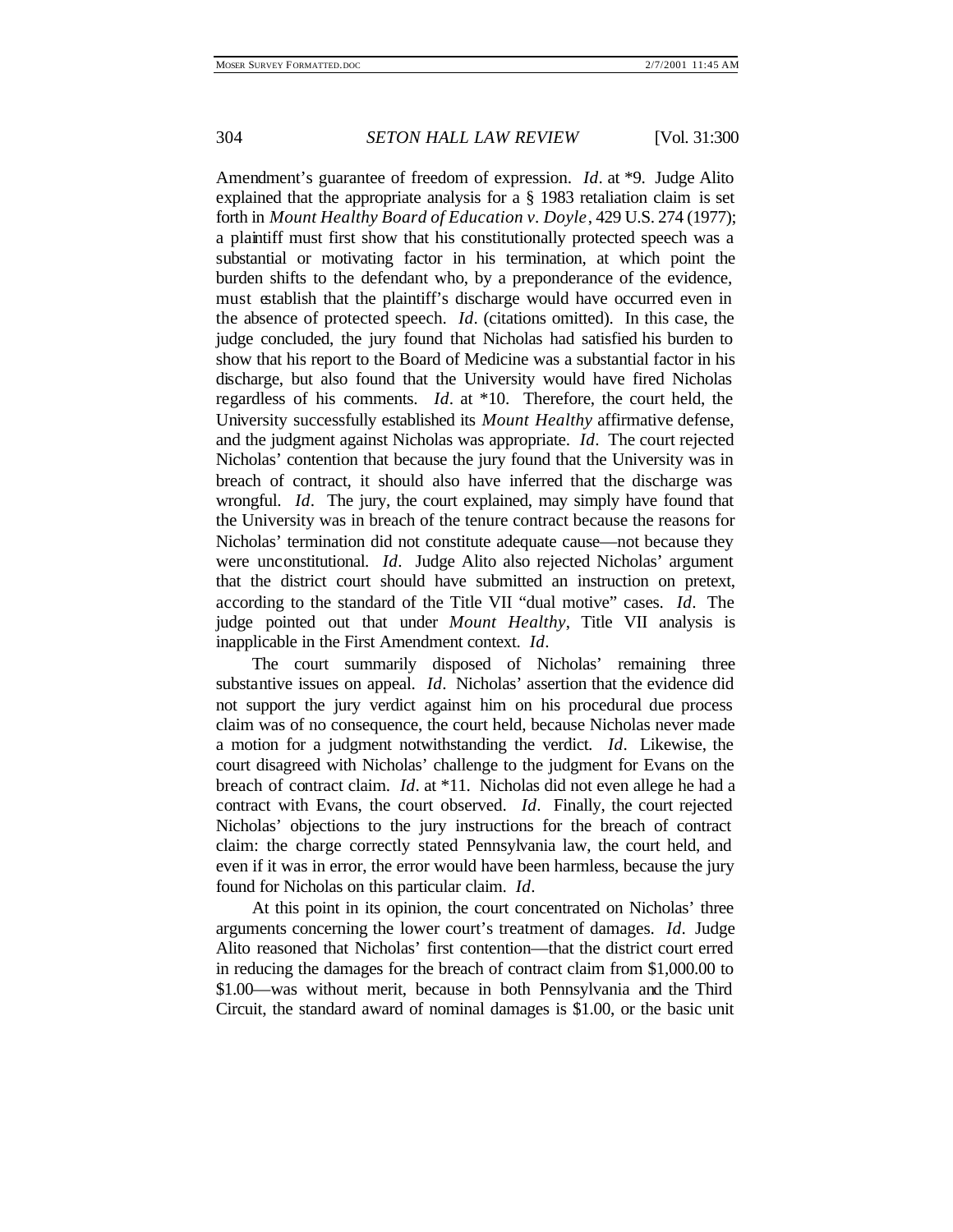Amendment's guarantee of freedom of expression. *Id*. at *9. Judge Alito explained that the appropriate analysis for a § 1983 retaliation claim is set forth in *Mount Healthy Board of Education v. Doyle*, 429 U.S. 274 (1977); a plaintiff must first show that his constitutionally protected speech was a substantial or motivating factor in his termination, at which point the burden shifts to the defendant who, by a preponderance of the evidence, must establish that the plaintiff's discharge would have occurred even in the absence of protected speech. *Id*. (citations omitted). In this case, the judge concluded, the jury found that Nicholas had satisfied his burden to show that his report to the Board of Medicine was a substantial factor in his discharge, but also found that the University would have fired Nicholas regardless of his comments. *Id*. at *10. Therefore, the court held, the University successfully established its *Mount Healthy* affirmative defense, and the judgment against Nicholas was appropriate. *Id*. The court rejected Nicholas' contention that because the jury found that the University was in breach of contract, it should also have inferred that the discharge was wrongful. *Id*. The jury, the court explained, may simply have found that the University was in breach of the tenure contract because the reasons for Nicholas' termination did not constitute adequate cause—not because they were unconstitutional. *Id*. Judge Alito also rejected Nicholas' argument that the district court should have submitted an instruction on pretext, according to the standard of the Title VII "dual motive" cases. *Id*. The judge pointed out that under *Mount Healthy*, Title VII analysis is inapplicable in the First Amendment context. *Id*.

The court summarily disposed of Nicholas' remaining three substantive issues on appeal. *Id*. Nicholas' assertion that the evidence did not support the jury verdict against him on his procedural due process claim was of no consequence, the court held, because Nicholas never made a motion for a judgment notwithstanding the verdict. *Id*. Likewise, the court disagreed with Nicholas' challenge to the judgment for Evans on the breach of contract claim. *Id*. at *11. Nicholas did not even allege he had a contract with Evans, the court observed. *Id*. Finally, the court rejected Nicholas' objections to the jury instructions for the breach of contract claim: the charge correctly stated Pennsylvania law, the court held, and even if it was in error, the error would have been harmless, because the jury found for Nicholas on this particular claim. *Id*.

At this point in its opinion, the court concentrated on Nicholas' three arguments concerning the lower court's treatment of damages. *Id*. Judge Alito reasoned that Nicholas' first contention—that the district court erred in reducing the damages for the breach of contract claim from $1,000.00 to $1.00—was without merit, because in both Pennsylvania and the Third Circuit, the standard award of nominal damages is $1.00, or the basic unit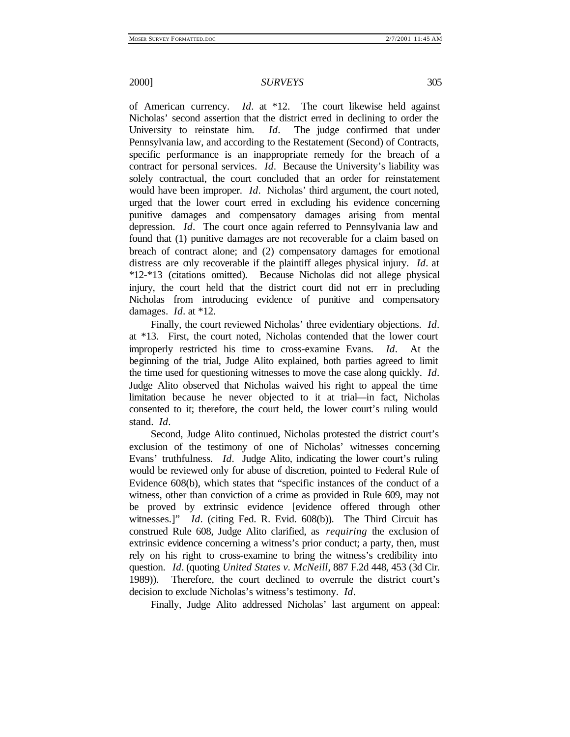of American currency. *Id*. at *12. The court likewise held against Nicholas' second assertion that the district erred in declining to order the University to reinstate him. *Id*. The judge confirmed that under Pennsylvania law, and according to the Restatement (Second) of Contracts, specific performance is an inappropriate remedy for the breach of a contract for personal services. *Id*. Because the University's liability was solely contractual, the court concluded that an order for reinstatement would have been improper. *Id*. Nicholas' third argument, the court noted, urged that the lower court erred in excluding his evidence concerning punitive damages and compensatory damages arising from mental depression. *Id*. The court once again referred to Pennsylvania law and found that (1) punitive damages are not recoverable for a claim based on breach of contract alone; and (2) compensatory damages for emotional distress are only recoverable if the plaintiff alleges physical injury. *Id*. at *12-*13 (citations omitted). Because Nicholas did not allege physical injury, the court held that the district court did not err in precluding Nicholas from introducing evidence of punitive and compensatory damages. *Id*. at *12.

Finally, the court reviewed Nicholas' three evidentiary objections. *Id*. at *13. First, the court noted, Nicholas contended that the lower court improperly restricted his time to cross-examine Evans. *Id*. At the beginning of the trial, Judge Alito explained, both parties agreed to limit the time used for questioning witnesses to move the case along quickly. *Id*. Judge Alito observed that Nicholas waived his right to appeal the time limitation because he never objected to it at trial—in fact, Nicholas consented to it; therefore, the court held, the lower court's ruling would stand. *Id*.

Second, Judge Alito continued, Nicholas protested the district court's exclusion of the testimony of one of Nicholas' witnesses concerning Evans' truthfulness. *Id*. Judge Alito, indicating the lower court's ruling would be reviewed only for abuse of discretion, pointed to Federal Rule of Evidence 608(b), which states that "specific instances of the conduct of a witness, other than conviction of a crime as provided in Rule 609, may not be proved by extrinsic evidence [evidence offered through other witnesses.]" *Id*. (citing Fed. R. Evid. 608(b)). The Third Circuit has construed Rule 608, Judge Alito clarified, as *requiring* the exclusion of extrinsic evidence concerning a witness's prior conduct; a party, then, must rely on his right to cross-examine to bring the witness's credibility into question. *Id*. (quoting *United States v. McNeill*, 887 F.2d 448, 453 (3d Cir. 1989)). Therefore, the court declined to overrule the district court's decision to exclude Nicholas's witness's testimony. *Id*.

Finally, Judge Alito addressed Nicholas' last argument on appeal: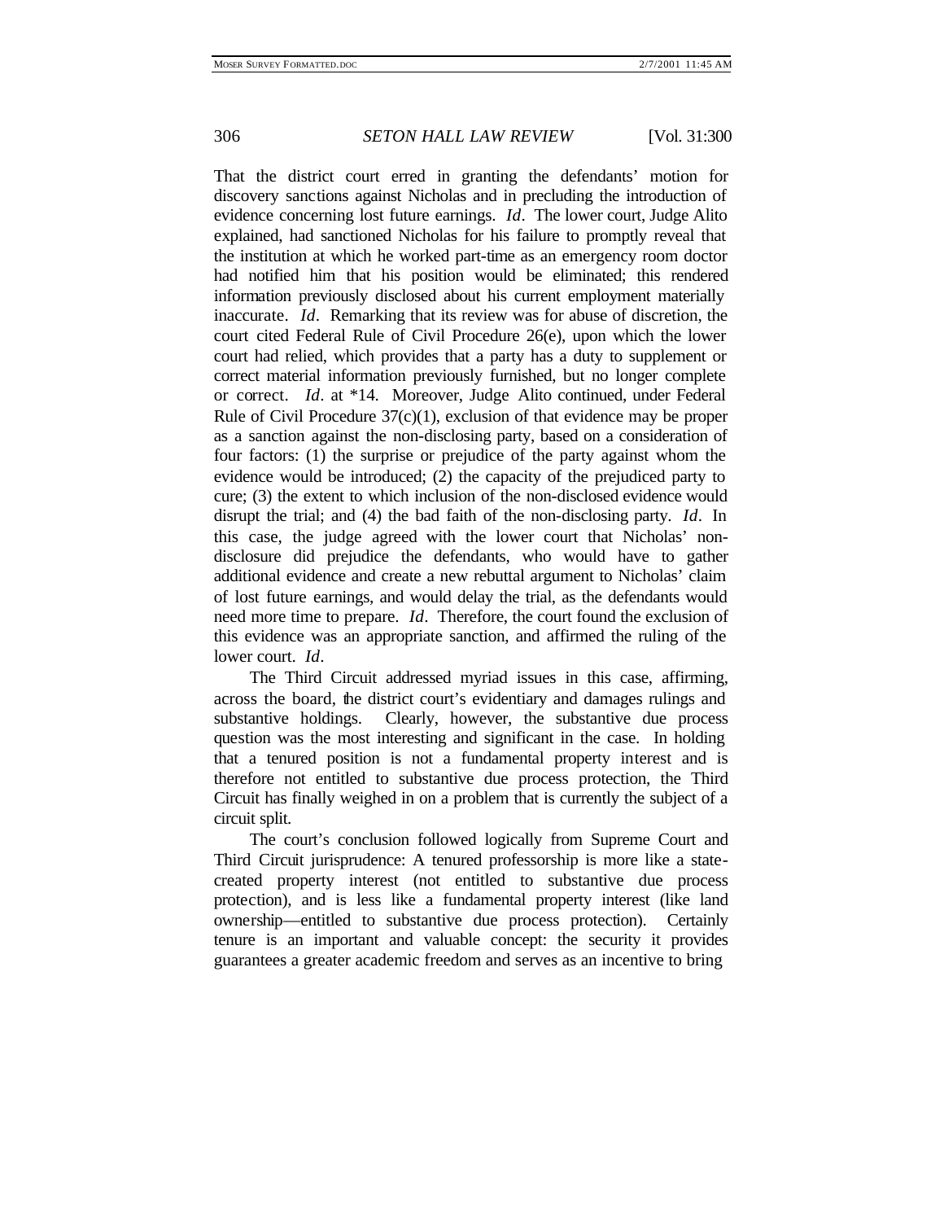That the district court erred in granting the defendants' motion for discovery sanctions against Nicholas and in precluding the introduction of evidence concerning lost future earnings. *Id*. The lower court, Judge Alito explained, had sanctioned Nicholas for his failure to promptly reveal that the institution at which he worked part-time as an emergency room doctor had notified him that his position would be eliminated; this rendered information previously disclosed about his current employment materially inaccurate. *Id*. Remarking that its review was for abuse of discretion, the court cited Federal Rule of Civil Procedure 26(e), upon which the lower court had relied, which provides that a party has a duty to supplement or correct material information previously furnished, but no longer complete or correct. *Id*. at *14. Moreover, Judge Alito continued, under Federal Rule of Civil Procedure 37(c)(1), exclusion of that evidence may be proper as a sanction against the non-disclosing party, based on a consideration of four factors: (1) the surprise or prejudice of the party against whom the evidence would be introduced; (2) the capacity of the prejudiced party to cure; (3) the extent to which inclusion of the non-disclosed evidence would disrupt the trial; and (4) the bad faith of the non-disclosing party. *Id*. In this case, the judge agreed with the lower court that Nicholas' non-disclosure did prejudice the defendants, who would have to gather additional evidence and create a new rebuttal argument to Nicholas' claim of lost future earnings, and would delay the trial, as the defendants would need more time to prepare. *Id*. Therefore, the court found the exclusion of this evidence was an appropriate sanction, and affirmed the ruling of the lower court. *Id*.

The Third Circuit addressed myriad issues in this case, affirming, across the board, the district court's evidentiary and damages rulings and substantive holdings. Clearly, however, the substantive due process question was the most interesting and significant in the case. In holding that a tenured position is not a fundamental property interest and is therefore not entitled to substantive due process protection, the Third Circuit has finally weighed in on a problem that is currently the subject of a circuit split.

The court's conclusion followed logically from Supreme Court and Third Circuit jurisprudence: A tenured professorship is more like a state-created property interest (not entitled to substantive due process protection), and is less like a fundamental property interest (like land ownership—entitled to substantive due process protection). Certainly tenure is an important and valuable concept: the security it provides guarantees a greater academic freedom and serves as an incentive to bring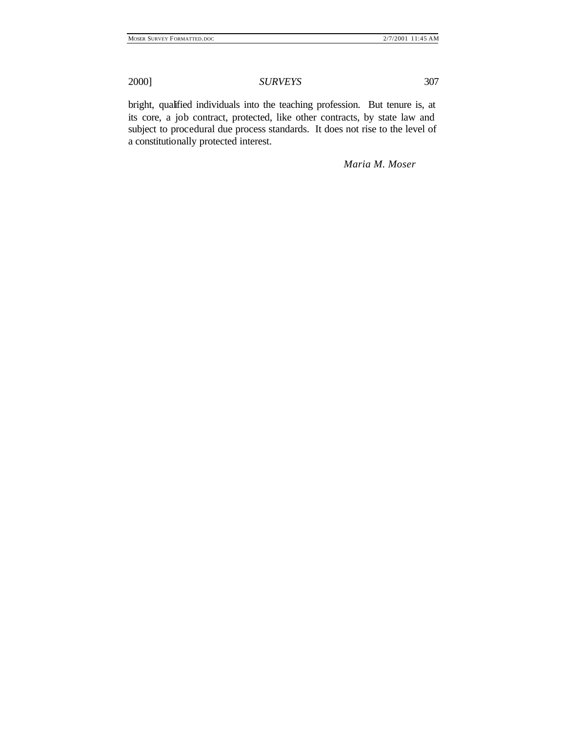bright, qualified individuals into the teaching profession. But tenure is, at its core, a job contract, protected, like other contracts, by state law and subject to procedural due process standards. It does not rise to the level of a constitutionally protected interest.

*Maria M. Moser*